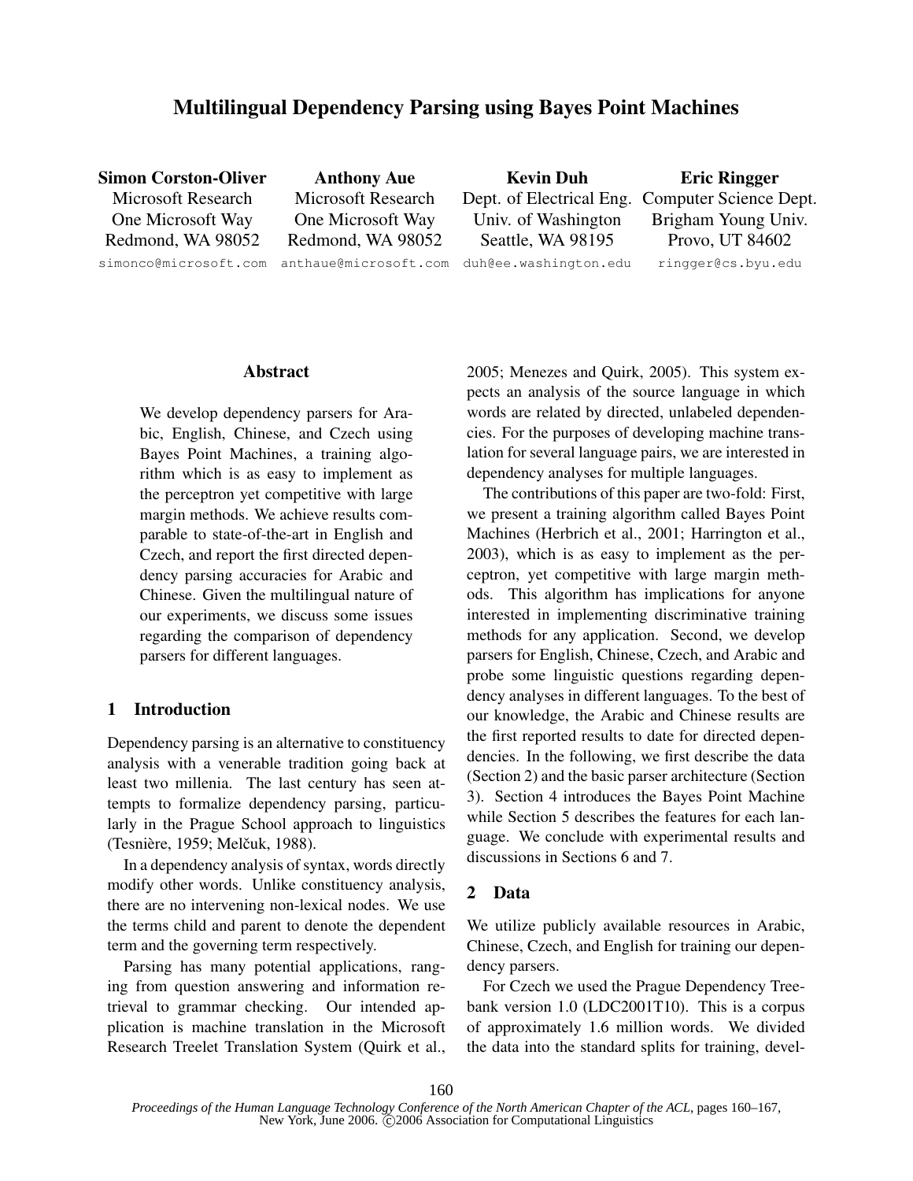# Multilingual Dependency Parsing using Bayes Point Machines

**Simon Corston-Oliver**
Microsoft Research
One Microsoft Way
Redmond, WA 98052
simonco@microsoft.com

**Anthony Aue**
Microsoft Research
One Microsoft Way
Redmond, WA 98052
anthaue@microsoft.com

**Kevin Duh**
Dept. of Electrical Eng.
Univ. of Washington
Seattle, WA 98195
duh@ee.washington.edu

**Eric Ringger**
Computer Science Dept.
Brigham Young Univ.
Provo, UT 84602
ringger@cs.byu.edu

## Abstract

We develop dependency parsers for Arabic, English, Chinese, and Czech using Bayes Point Machines, a training algorithm which is as easy to implement as the perceptron yet competitive with large margin methods. We achieve results comparable to state-of-the-art in English and Czech, and report the first directed dependency parsing accuracies for Arabic and Chinese. Given the multilingual nature of our experiments, we discuss some issues regarding the comparison of dependency parsers for different languages.

## 1 Introduction

Dependency parsing is an alternative to constituency analysis with a venerable tradition going back at least two millenia. The last century has seen attempts to formalize dependency parsing, particularly in the Prague School approach to linguistics (Tesnière, 1959; Melčuk, 1988).

In a dependency analysis of syntax, words directly modify other words. Unlike constituency analysis, there are no intervening non-lexical nodes. We use the terms child and parent to denote the dependent term and the governing term respectively.

Parsing has many potential applications, ranging from question answering and information retrieval to grammar checking. Our intended application is machine translation in the Microsoft Research Treelet Translation System (Quirk et al., 2005; Menezes and Quirk, 2005). This system expects an analysis of the source language in which words are related by directed, unlabeled dependencies. For the purposes of developing machine translation for several language pairs, we are interested in dependency analyses for multiple languages.

The contributions of this paper are two-fold: First, we present a training algorithm called Bayes Point Machines (Herbrich et al., 2001; Harrington et al., 2003), which is as easy to implement as the perceptron, yet competitive with large margin methods. This algorithm has implications for anyone interested in implementing discriminative training methods for any application. Second, we develop parsers for English, Chinese, Czech, and Arabic and probe some linguistic questions regarding dependency analyses in different languages. To the best of our knowledge, the Arabic and Chinese results are the first reported results to date for directed dependencies. In the following, we first describe the data (Section 2) and the basic parser architecture (Section 3). Section 4 introduces the Bayes Point Machine while Section 5 describes the features for each language. We conclude with experimental results and discussions in Sections 6 and 7.

## 2 Data

We utilize publicly available resources in Arabic, Chinese, Czech, and English for training our dependency parsers.

For Czech we used the Prague Dependency Treebank version 1.0 (LDC2001T10). This is a corpus of approximately 1.6 million words. We divided the data into the standard splits for training, devel-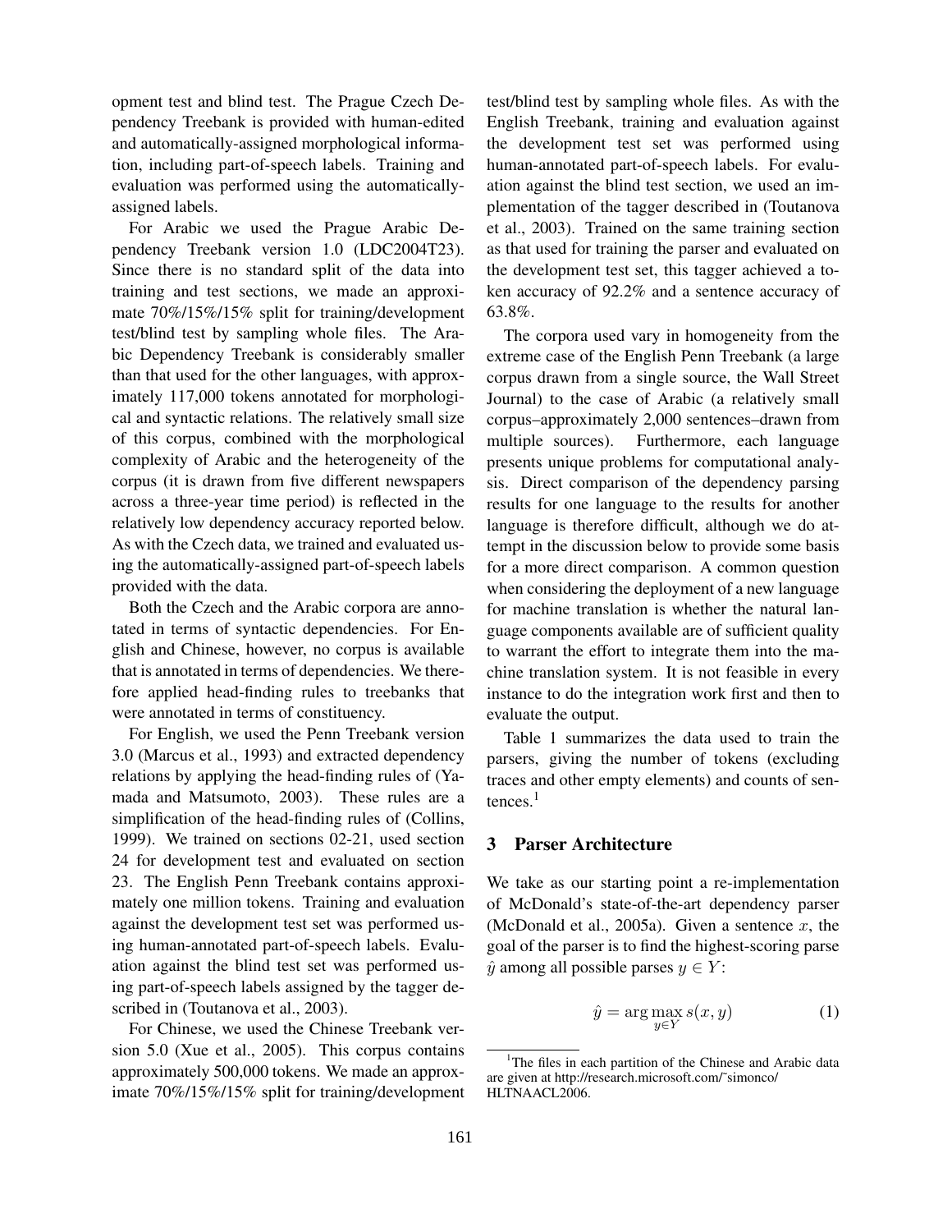opment test and blind test. The Prague Czech Dependency Treebank is provided with human-edited and automatically-assigned morphological information, including part-of-speech labels. Training and evaluation was performed using the automatically-assigned labels.

For Arabic we used the Prague Arabic Dependency Treebank version 1.0 (LDC2004T23). Since there is no standard split of the data into training and test sections, we made an approximate 70%/15%/15% split for training/development test/blind test by sampling whole files. The Arabic Dependency Treebank is considerably smaller than that used for the other languages, with approximately 117,000 tokens annotated for morphological and syntactic relations. The relatively small size of this corpus, combined with the morphological complexity of Arabic and the heterogeneity of the corpus (it is drawn from five different newspapers across a three-year time period) is reflected in the relatively low dependency accuracy reported below. As with the Czech data, we trained and evaluated using the automatically-assigned part-of-speech labels provided with the data.

Both the Czech and the Arabic corpora are annotated in terms of syntactic dependencies. For English and Chinese, however, no corpus is available that is annotated in terms of dependencies. We therefore applied head-finding rules to treebanks that were annotated in terms of constituency.

For English, we used the Penn Treebank version 3.0 (Marcus et al., 1993) and extracted dependency relations by applying the head-finding rules of (Yamada and Matsumoto, 2003). These rules are a simplification of the head-finding rules of (Collins, 1999). We trained on sections 02-21, used section 24 for development test and evaluated on section 23. The English Penn Treebank contains approximately one million tokens. Training and evaluation against the development test set was performed using human-annotated part-of-speech labels. Evaluation against the blind test set was performed using part-of-speech labels assigned by the tagger described in (Toutanova et al., 2003).

For Chinese, we used the Chinese Treebank version 5.0 (Xue et al., 2005). This corpus contains approximately 500,000 tokens. We made an approximate 70%/15%/15% split for training/development test/blind test by sampling whole files. As with the English Treebank, training and evaluation against the development test set was performed using human-annotated part-of-speech labels. For evaluation against the blind test section, we used an implementation of the tagger described in (Toutanova et al., 2003). Trained on the same training section as that used for training the parser and evaluated on the development test set, this tagger achieved a token accuracy of 92.2% and a sentence accuracy of 63.8%.

The corpora used vary in homogeneity from the extreme case of the English Penn Treebank (a large corpus drawn from a single source, the Wall Street Journal) to the case of Arabic (a relatively small corpus–approximately 2,000 sentences–drawn from multiple sources). Furthermore, each language presents unique problems for computational analysis. Direct comparison of the dependency parsing results for one language to the results for another language is therefore difficult, although we do attempt in the discussion below to provide some basis for a more direct comparison. A common question when considering the deployment of a new language for machine translation is whether the natural language components available are of sufficient quality to warrant the effort to integrate them into the machine translation system. It is not feasible in every instance to do the integration work first and then to evaluate the output.

Table 1 summarizes the data used to train the parsers, giving the number of tokens (excluding traces and other empty elements) and counts of sentences.[1]

## 3 Parser Architecture

We take as our starting point a re-implementation of McDonald's state-of-the-art dependency parser (McDonald et al., 2005a). Given a sentence $x$, the goal of the parser is to find the highest-scoring parse $\hat{y}$ among all possible parses $y \in Y$:

$$\hat{y} = \arg\max_{y \in Y} s(x, y) \quad (1)$$

[1] The files in each partition of the Chinese and Arabic data are given at http://research.microsoft.com/~simonco/HLTNAACL2006.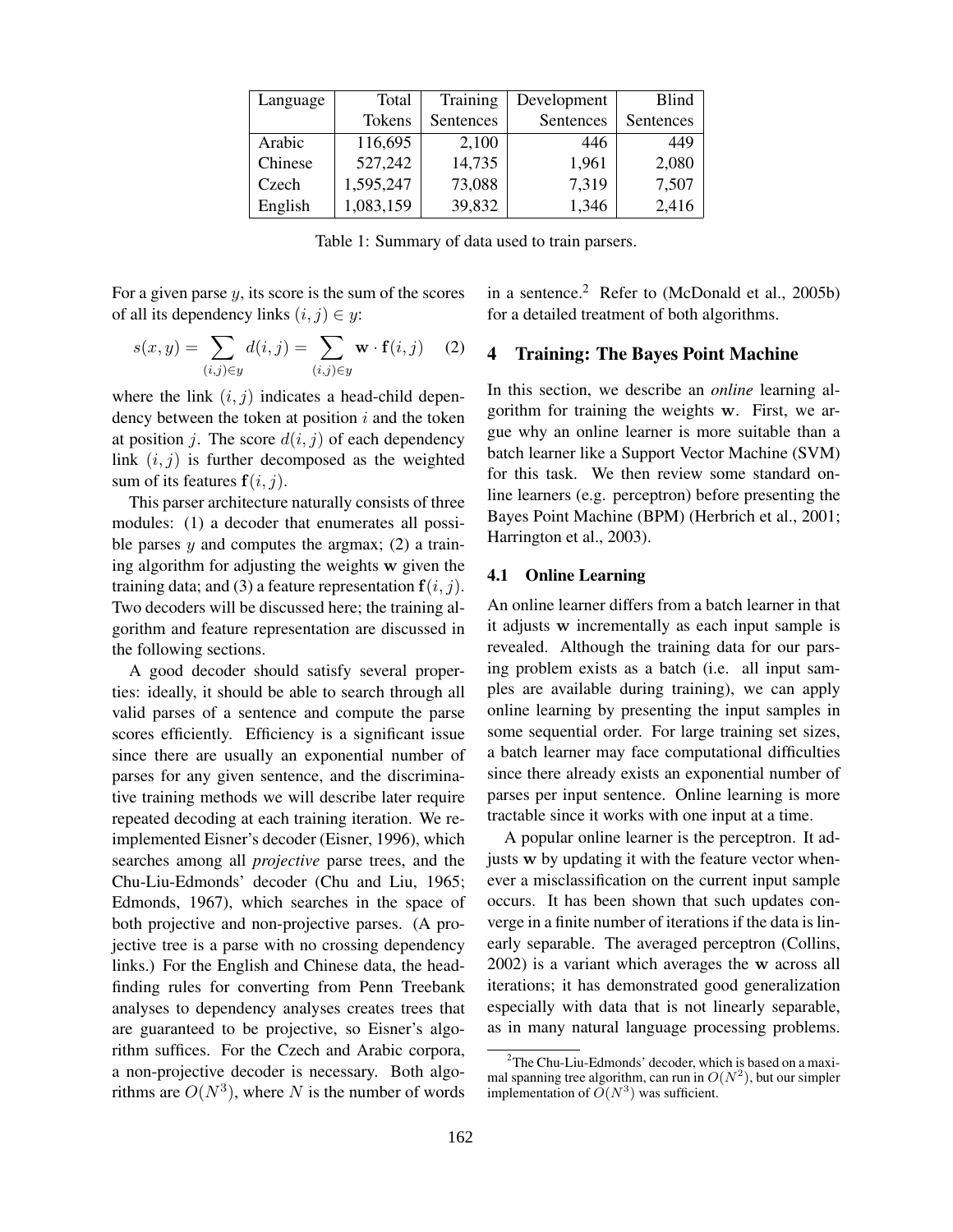| Language | Total Tokens | Training Sentences | Development Sentences | Blind Sentences |
|---|---|---|---|---|
| Arabic | 116,695 | 2,100 | 446 | 449 |
| Chinese | 527,242 | 14,735 | 1,961 | 2,080 |
| Czech | 1,595,247 | 73,088 | 7,319 | 7,507 |
| English | 1,083,159 | 39,832 | 1,346 | 2,416 |

Table 1: Summary of data used to train parsers.

For a given parse $y$, its score is the sum of the scores of all its dependency links $(i, j) \in y$:

$$s(x, y) = \sum_{(i,j) \in y} d(i, j) = \sum_{(i,j) \in y} \mathbf{w} \cdot \mathbf{f}(i, j) \quad (2)$$

where the link $(i, j)$ indicates a head-child dependency between the token at position $i$ and the token at position $j$. The score $d(i, j)$ of each dependency link $(i, j)$ is further decomposed as the weighted sum of its features $\mathbf{f}(i, j)$.

This parser architecture naturally consists of three modules: (1) a decoder that enumerates all possible parses $y$ and computes the argmax; (2) a training algorithm for adjusting the weights $\mathbf{w}$ given the training data; and (3) a feature representation $\mathbf{f}(i, j)$. Two decoders will be discussed here; the training algorithm and feature representation are discussed in the following sections.

A good decoder should satisfy several properties: ideally, it should be able to search through all valid parses of a sentence and compute the parse scores efficiently. Efficiency is a significant issue since there are usually an exponential number of parses for any given sentence, and the discriminative training methods we will describe later require repeated decoding at each training iteration. We re-implemented Eisner's decoder (Eisner, 1996), which searches among all *projective* parse trees, and the Chu-Liu-Edmonds' decoder (Chu and Liu, 1965; Edmonds, 1967), which searches in the space of both projective and non-projective parses. (A projective tree is a parse with no crossing dependency links.) For the English and Chinese data, the head-finding rules for converting from Penn Treebank analyses to dependency analyses creates trees that are guaranteed to be projective, so Eisner's algorithm suffices. For the Czech and Arabic corpora, a non-projective decoder is necessary. Both algorithms are $O(N^3)$, where $N$ is the number of words in a sentence.[2] Refer to (McDonald et al., 2005b) for a detailed treatment of both algorithms.

[2] The Chu-Liu-Edmonds' decoder, which is based on a maximal spanning tree algorithm, can run in $O(N^2)$, but our simpler implementation of $O(N^3)$ was sufficient.

## 4 Training: The Bayes Point Machine

In this section, we describe an *online* learning algorithm for training the weights $\mathbf{w}$. First, we argue why an online learner is more suitable than a batch learner like a Support Vector Machine (SVM) for this task. We then review some standard online learners (e.g. perceptron) before presenting the Bayes Point Machine (BPM) (Herbrich et al., 2001; Harrington et al., 2003).

### 4.1 Online Learning

An online learner differs from a batch learner in that it adjusts $\mathbf{w}$ incrementally as each input sample is revealed. Although the training data for our parsing problem exists as a batch (i.e. all input samples are available during training), we can apply online learning by presenting the input samples in some sequential order. For large training set sizes, a batch learner may face computational difficulties since there already exists an exponential number of parses per input sentence. Online learning is more tractable since it works with one input at a time.

A popular online learner is the perceptron. It adjusts $\mathbf{w}$ by updating it with the feature vector whenever a misclassification on the current input sample occurs. It has been shown that such updates converge in a finite number of iterations if the data is linearly separable. The averaged perceptron (Collins, 2002) is a variant which averages the $\mathbf{w}$ across all iterations; it has demonstrated good generalization especially with data that is not linearly separable, as in many natural language processing problems.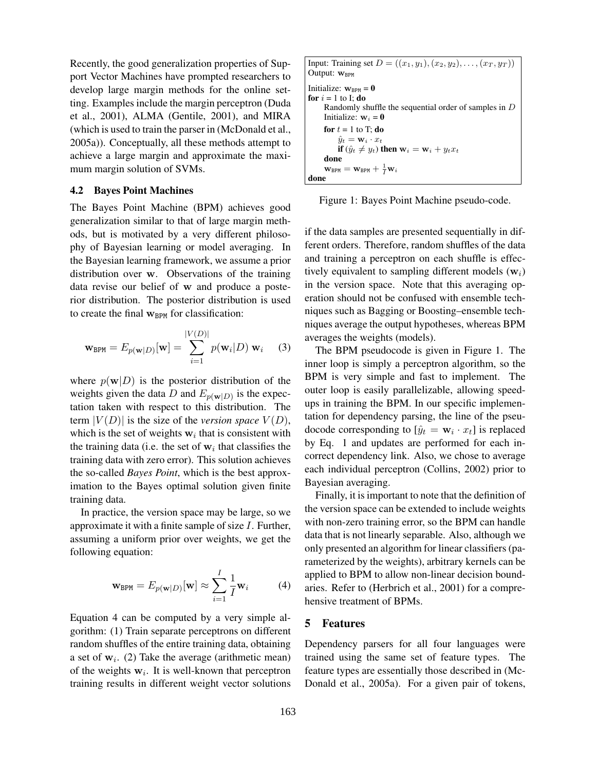Recently, the good generalization properties of Support Vector Machines have prompted researchers to develop large margin methods for the online setting. Examples include the margin perceptron (Duda et al., 2001), ALMA (Gentile, 2001), and MIRA (which is used to train the parser in (McDonald et al., 2005a)). Conceptually, all these methods attempt to achieve a large margin and approximate the maximum margin solution of SVMs.

### 4.2 Bayes Point Machines

The Bayes Point Machine (BPM) achieves good generalization similar to that of large margin methods, but is motivated by a very different philosophy of Bayesian learning or model averaging. In the Bayesian learning framework, we assume a prior distribution over $\mathbf{w}$. Observations of the training data revise our belief of $\mathbf{w}$ and produce a posterior distribution. The posterior distribution is used to create the final $\mathbf{w}_{\texttt{BPM}}$ for classification:

$$\mathbf{w}_{\texttt{BPM}} = E_{p(\mathbf{w}|D)}[\mathbf{w}] = \sum_{i=1}^{|V(D)|} p(\mathbf{w}_i|D)\ \mathbf{w}_i \quad (3)$$

where $p(\mathbf{w}|D)$ is the posterior distribution of the weights given the data $D$ and $E_{p(\mathbf{w}|D)}$ is the expectation taken with respect to this distribution. The term $|V(D)|$ is the size of the *version space* $V(D)$, which is the set of weights $\mathbf{w}_i$ that is consistent with the training data (i.e. the set of $\mathbf{w}_i$ that classifies the training data with zero error). This solution achieves the so-called *Bayes Point*, which is the best approximation to the Bayes optimal solution given finite training data.

In practice, the version space may be large, so we approximate it with a finite sample of size $I$. Further, assuming a uniform prior over weights, we get the following equation:

$$\mathbf{w}_{\texttt{BPM}} = E_{p(\mathbf{w}|D)}[\mathbf{w}] \approx \sum_{i=1}^{I} \frac{1}{I}\mathbf{w}_i \quad (4)$$

Equation 4 can be computed by a very simple algorithm: (1) Train separate perceptrons on different random shuffles of the entire training data, obtaining a set of $\mathbf{w}_i$. (2) Take the average (arithmetic mean) of the weights $\mathbf{w}_i$. It is well-known that perceptron training results in different weight vector solutions if the data samples are presented sequentially in different orders. Therefore, random shuffles of the data and training a perceptron on each shuffle is effectively equivalent to sampling different models ($\mathbf{w}_i$) in the version space. Note that this averaging operation should not be confused with ensemble techniques such as Bagging or Boosting–ensemble techniques average the output hypotheses, whereas BPM averages the weights (models).

```
Input: Training set D = ((x_1, y_1), (x_2, y_2), ..., (x_T, y_T))
Output: w_BPM
Initialize: w_BPM = 0
for i = 1 to I; do
    Randomly shuffle the sequential order of samples in D
    Initialize: w_i = 0
    for t = 1 to T; do
        ŷ_t = w_i · x_t
        if (ŷ_t ≠ y_t) then w_i = w_i + y_t x_t
    done
    w_BPM = w_BPM + (1/I) w_i
done
```

Figure 1: Bayes Point Machine pseudo-code.

The BPM pseudocode is given in Figure 1. The inner loop is simply a perceptron algorithm, so the BPM is very simple and fast to implement. The outer loop is easily parallelizable, allowing speedups in training the BPM. In our specific implementation for dependency parsing, the line of the pseudocode corresponding to [$\hat{y}_t = \mathbf{w}_i \cdot x_t$] is replaced by Eq. 1 and updates are performed for each incorrect dependency link. Also, we chose to average each individual perceptron (Collins, 2002) prior to Bayesian averaging.

Finally, it is important to note that the definition of the version space can be extended to include weights with non-zero training error, so the BPM can handle data that is not linearly separable. Also, although we only presented an algorithm for linear classifiers (parameterized by the weights), arbitrary kernels can be applied to BPM to allow non-linear decision boundaries. Refer to (Herbrich et al., 2001) for a comprehensive treatment of BPMs.

## 5 Features

Dependency parsers for all four languages were trained using the same set of feature types. The feature types are essentially those described in (McDonald et al., 2005a). For a given pair of tokens,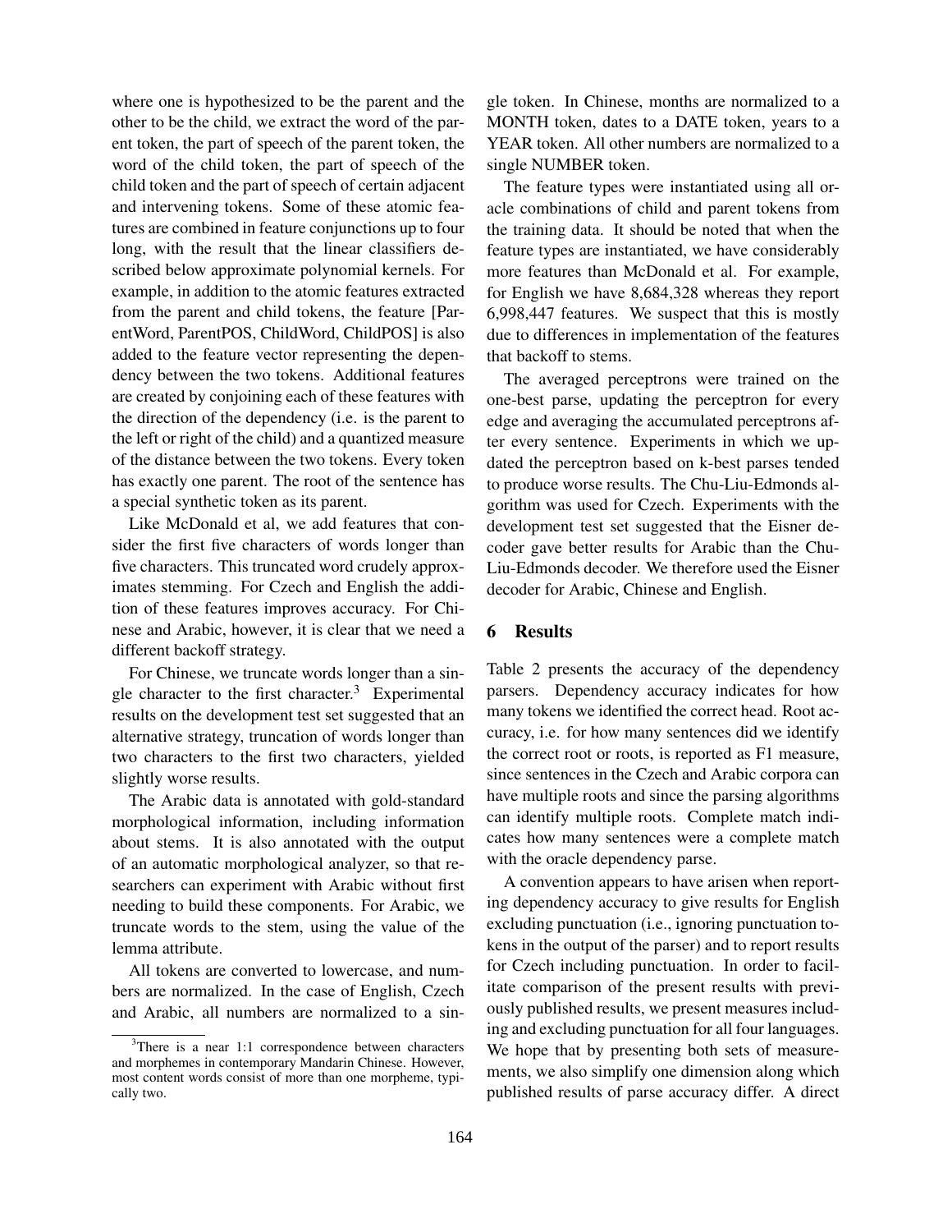where one is hypothesized to be the parent and the other to be the child, we extract the word of the parent token, the part of speech of the parent token, the word of the child token, the part of speech of the child token and the part of speech of certain adjacent and intervening tokens. Some of these atomic features are combined in feature conjunctions up to four long, with the result that the linear classifiers described below approximate polynomial kernels. For example, in addition to the atomic features extracted from the parent and child tokens, the feature [ParentWord, ParentPOS, ChildWord, ChildPOS] is also added to the feature vector representing the dependency between the two tokens. Additional features are created by conjoining each of these features with the direction of the dependency (i.e. is the parent to the left or right of the child) and a quantized measure of the distance between the two tokens. Every token has exactly one parent. The root of the sentence has a special synthetic token as its parent.

Like McDonald et al, we add features that consider the first five characters of words longer than five characters. This truncated word crudely approximates stemming. For Czech and English the addition of these features improves accuracy. For Chinese and Arabic, however, it is clear that we need a different backoff strategy.

For Chinese, we truncate words longer than a single character to the first character.[3] Experimental results on the development test set suggested that an alternative strategy, truncation of words longer than two characters to the first two characters, yielded slightly worse results.

The Arabic data is annotated with gold-standard morphological information, including information about stems. It is also annotated with the output of an automatic morphological analyzer, so that researchers can experiment with Arabic without first needing to build these components. For Arabic, we truncate words to the stem, using the value of the lemma attribute.

All tokens are converted to lowercase, and numbers are normalized. In the case of English, Czech and Arabic, all numbers are normalized to a single token. In Chinese, months are normalized to a MONTH token, dates to a DATE token, years to a YEAR token. All other numbers are normalized to a single NUMBER token.

The feature types were instantiated using all oracle combinations of child and parent tokens from the training data. It should be noted that when the feature types are instantiated, we have considerably more features than McDonald et al. For example, for English we have 8,684,328 whereas they report 6,998,447 features. We suspect that this is mostly due to differences in implementation of the features that backoff to stems.

The averaged perceptrons were trained on the one-best parse, updating the perceptron for every edge and averaging the accumulated perceptrons after every sentence. Experiments in which we updated the perceptron based on k-best parses tended to produce worse results. The Chu-Liu-Edmonds algorithm was used for Czech. Experiments with the development test set suggested that the Eisner decoder gave better results for Arabic than the Chu-Liu-Edmonds decoder. We therefore used the Eisner decoder for Arabic, Chinese and English.

## 6 Results

Table 2 presents the accuracy of the dependency parsers. Dependency accuracy indicates for how many tokens we identified the correct head. Root accuracy, i.e. for how many sentences did we identify the correct root or roots, is reported as F1 measure, since sentences in the Czech and Arabic corpora can have multiple roots and since the parsing algorithms can identify multiple roots. Complete match indicates how many sentences were a complete match with the oracle dependency parse.

A convention appears to have arisen when reporting dependency accuracy to give results for English excluding punctuation (i.e., ignoring punctuation tokens in the output of the parser) and to report results for Czech including punctuation. In order to facilitate comparison of the present results with previously published results, we present measures including and excluding punctuation for all four languages. We hope that by presenting both sets of measurements, we also simplify one dimension along which published results of parse accuracy differ. A direct

[3] There is a near 1:1 correspondence between characters and morphemes in contemporary Mandarin Chinese. However, most content words consist of more than one morpheme, typically two.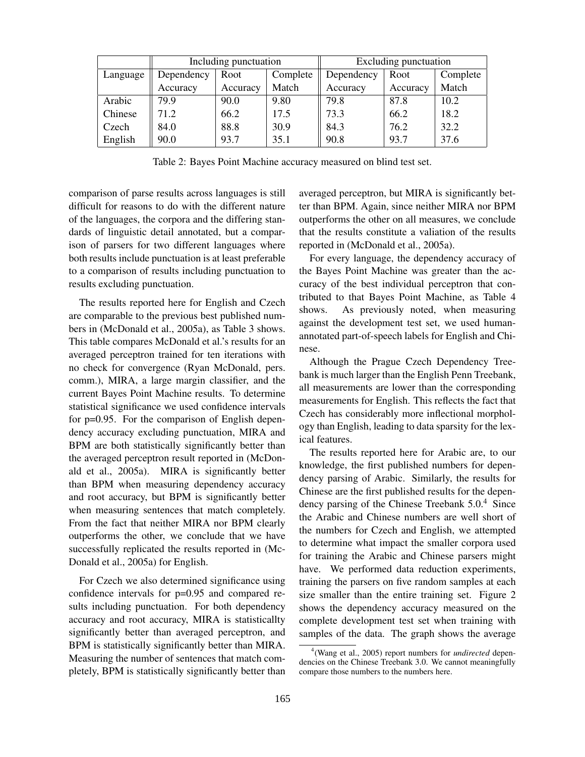| | Including punctuation | | | Excluding punctuation | | |
|---|---|---|---|---|---|---|
| Language | Dependency Accuracy | Root Accuracy | Complete Match | Dependency Accuracy | Root Accuracy | Complete Match |
| Arabic | 79.9 | 90.0 | 9.80 | 79.8 | 87.8 | 10.2 |
| Chinese | 71.2 | 66.2 | 17.5 | 73.3 | 66.2 | 18.2 |
| Czech | 84.0 | 88.8 | 30.9 | 84.3 | 76.2 | 32.2 |
| English | 90.0 | 93.7 | 35.1 | 90.8 | 93.7 | 37.6 |

Table 2: Bayes Point Machine accuracy measured on blind test set.

comparison of parse results across languages is still difficult for reasons to do with the different nature of the languages, the corpora and the differing standards of linguistic detail annotated, but a comparison of parsers for two different languages where both results include punctuation is at least preferable to a comparison of results including punctuation to results excluding punctuation.

The results reported here for English and Czech are comparable to the previous best published numbers in (McDonald et al., 2005a), as Table 3 shows. This table compares McDonald et al.'s results for an averaged perceptron trained for ten iterations with no check for convergence (Ryan McDonald, pers. comm.), MIRA, a large margin classifier, and the current Bayes Point Machine results. To determine statistical significance we used confidence intervals for p=0.95. For the comparison of English dependency accuracy excluding punctuation, MIRA and BPM are both statistically significantly better than the averaged perceptron result reported in (McDonald et al., 2005a). MIRA is significantly better than BPM when measuring dependency accuracy and root accuracy, but BPM is significantly better when measuring sentences that match completely. From the fact that neither MIRA nor BPM clearly outperforms the other, we conclude that we have successfully replicated the results reported in (McDonald et al., 2005a) for English.

For Czech we also determined significance using confidence intervals for p=0.95 and compared results including punctuation. For both dependency accuracy and root accuracy, MIRA is statisticallty significantly better than averaged perceptron, and BPM is statistically significantly better than MIRA. Measuring the number of sentences that match completely, BPM is statistically significantly better than averaged perceptron, but MIRA is significantly better than BPM. Again, since neither MIRA nor BPM outperforms the other on all measures, we conclude that the results constitute a valiation of the results reported in (McDonald et al., 2005a).

For every language, the dependency accuracy of the Bayes Point Machine was greater than the accuracy of the best individual perceptron that contributed to that Bayes Point Machine, as Table 4 shows. As previously noted, when measuring against the development test set, we used human-annotated part-of-speech labels for English and Chinese.

Although the Prague Czech Dependency Treebank is much larger than the English Penn Treebank, all measurements are lower than the corresponding measurements for English. This reflects the fact that Czech has considerably more inflectional morphology than English, leading to data sparsity for the lexical features.

The results reported here for Arabic are, to our knowledge, the first published numbers for dependency parsing of Arabic. Similarly, the results for Chinese are the first published results for the dependency parsing of the Chinese Treebank 5.0.[4] Since the Arabic and Chinese numbers are well short of the numbers for Czech and English, we attempted to determine what impact the smaller corpora used for training the Arabic and Chinese parsers might have. We performed data reduction experiments, training the parsers on five random samples at each size smaller than the entire training set. Figure 2 shows the dependency accuracy measured on the complete development test set when training with samples of the data. The graph shows the average

[4] (Wang et al., 2005) report numbers for *undirected* dependencies on the Chinese Treebank 3.0. We cannot meaningfully compare those numbers to the numbers here.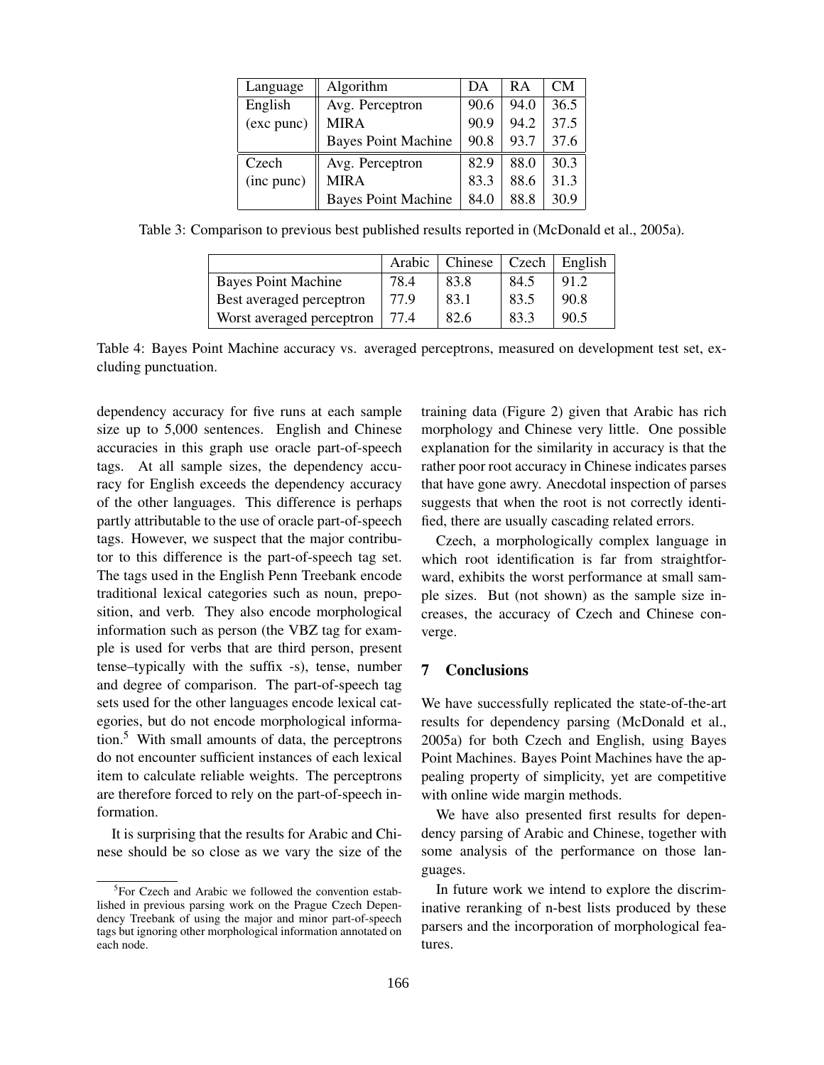| Language | Algorithm | DA | RA | CM |
|---|---|---|---|---|
| English | Avg. Perceptron | 90.6 | 94.0 | 36.5 |
| (exc punc) | MIRA | 90.9 | 94.2 | 37.5 |
| | Bayes Point Machine | 90.8 | 93.7 | 37.6 |
| Czech | Avg. Perceptron | 82.9 | 88.0 | 30.3 |
| (inc punc) | MIRA | 83.3 | 88.6 | 31.3 |
| | Bayes Point Machine | 84.0 | 88.8 | 30.9 |

Table 3: Comparison to previous best published results reported in (McDonald et al., 2005a).

| | Arabic | Chinese | Czech | English |
|---|---|---|---|---|
| Bayes Point Machine | 78.4 | 83.8 | 84.5 | 91.2 |
| Best averaged perceptron | 77.9 | 83.1 | 83.5 | 90.8 |
| Worst averaged perceptron | 77.4 | 82.6 | 83.3 | 90.5 |

Table 4: Bayes Point Machine accuracy vs. averaged perceptrons, measured on development test set, excluding punctuation.

dependency accuracy for five runs at each sample size up to 5,000 sentences. English and Chinese accuracies in this graph use oracle part-of-speech tags. At all sample sizes, the dependency accuracy for English exceeds the dependency accuracy of the other languages. This difference is perhaps partly attributable to the use of oracle part-of-speech tags. However, we suspect that the major contributor to this difference is the part-of-speech tag set. The tags used in the English Penn Treebank encode traditional lexical categories such as noun, preposition, and verb. They also encode morphological information such as person (the VBZ tag for example is used for verbs that are third person, present tense–typically with the suffix -s), tense, number and degree of comparison. The part-of-speech tag sets used for the other languages encode lexical categories, but do not encode morphological information.[5] With small amounts of data, the perceptrons do not encounter sufficient instances of each lexical item to calculate reliable weights. The perceptrons are therefore forced to rely on the part-of-speech information.

It is surprising that the results for Arabic and Chinese should be so close as we vary the size of the training data (Figure 2) given that Arabic has rich morphology and Chinese very little. One possible explanation for the similarity in accuracy is that the rather poor root accuracy in Chinese indicates parses that have gone awry. Anecdotal inspection of parses suggests that when the root is not correctly identified, there are usually cascading related errors.

Czech, a morphologically complex language in which root identification is far from straightforward, exhibits the worst performance at small sample sizes. But (not shown) as the sample size increases, the accuracy of Czech and Chinese converge.

## 7 Conclusions

We have successfully replicated the state-of-the-art results for dependency parsing (McDonald et al., 2005a) for both Czech and English, using Bayes Point Machines. Bayes Point Machines have the appealing property of simplicity, yet are competitive with online wide margin methods.

We have also presented first results for dependency parsing of Arabic and Chinese, together with some analysis of the performance on those languages.

In future work we intend to explore the discriminative reranking of n-best lists produced by these parsers and the incorporation of morphological features.

[5] For Czech and Arabic we followed the convention established in previous parsing work on the Prague Czech Dependency Treebank of using the major and minor part-of-speech tags but ignoring other morphological information annotated on each node.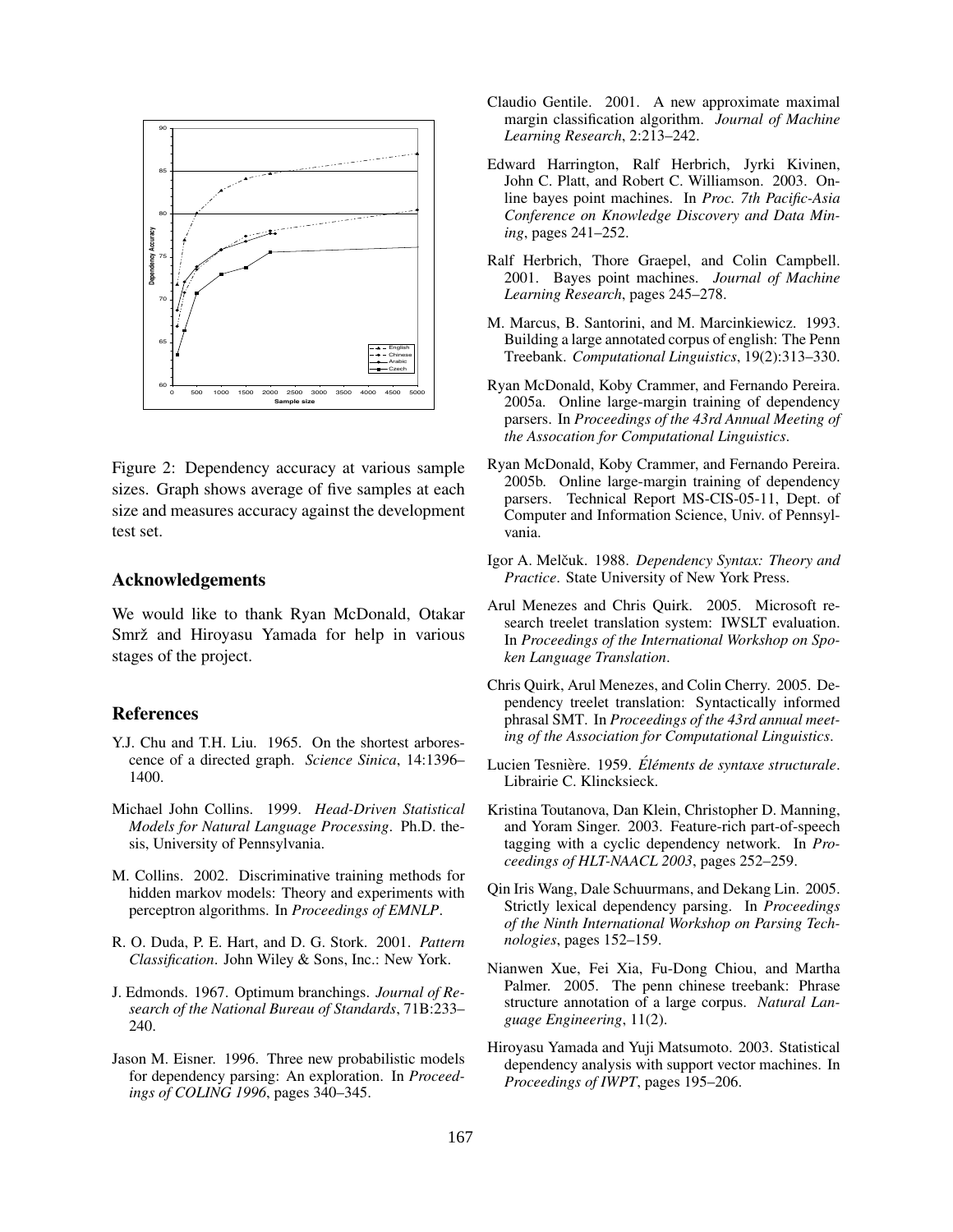90

85

80

75

70

65

60

Dependency Accuracy

0 500 1000 1500 2000 2500 3000 3500 4000 4500 5000

Sample size

English
Chinese
Arabic
Czech

Figure 2: Dependency accuracy at various sample sizes. Graph shows average of five samples at each size and measures accuracy against the development test set.

## Acknowledgements

We would like to thank Ryan McDonald, Otakar Smrž and Hiroyasu Yamada for help in various stages of the project.

## References

Y.J. Chu and T.H. Liu. 1965. On the shortest arborescence of a directed graph. *Science Sinica*, 14:1396–1400.

Michael John Collins. 1999. *Head-Driven Statistical Models for Natural Language Processing*. Ph.D. thesis, University of Pennsylvania.

M. Collins. 2002. Discriminative training methods for hidden markov models: Theory and experiments with perceptron algorithms. In *Proceedings of EMNLP*.

R. O. Duda, P. E. Hart, and D. G. Stork. 2001. *Pattern Classification*. John Wiley & Sons, Inc.: New York.

J. Edmonds. 1967. Optimum branchings. *Journal of Research of the National Bureau of Standards*, 71B:233–240.

Jason M. Eisner. 1996. Three new probabilistic models for dependency parsing: An exploration. In *Proceedings of COLING 1996*, pages 340–345.

Claudio Gentile. 2001. A new approximate maximal margin classification algorithm. *Journal of Machine Learning Research*, 2:213–242.

Edward Harrington, Ralf Herbrich, Jyrki Kivinen, John C. Platt, and Robert C. Williamson. 2003. Online bayes point machines. In *Proc. 7th Pacific-Asia Conference on Knowledge Discovery and Data Mining*, pages 241–252.

Ralf Herbrich, Thore Graepel, and Colin Campbell. 2001. Bayes point machines. *Journal of Machine Learning Research*, pages 245–278.

M. Marcus, B. Santorini, and M. Marcinkiewicz. 1993. Building a large annotated corpus of english: The Penn Treebank. *Computational Linguistics*, 19(2):313–330.

Ryan McDonald, Koby Crammer, and Fernando Pereira. 2005a. Online large-margin training of dependency parsers. In *Proceedings of the 43rd Annual Meeting of the Assocation for Computational Linguistics*.

Ryan McDonald, Koby Crammer, and Fernando Pereira. 2005b. Online large-margin training of dependency parsers. Technical Report MS-CIS-05-11, Dept. of Computer and Information Science, Univ. of Pennsylvania.

Igor A. Melčuk. 1988. *Dependency Syntax: Theory and Practice*. State University of New York Press.

Arul Menezes and Chris Quirk. 2005. Microsoft research treelet translation system: IWSLT evaluation. In *Proceedings of the International Workshop on Spoken Language Translation*.

Chris Quirk, Arul Menezes, and Colin Cherry. 2005. Dependency treelet translation: Syntactically informed phrasal SMT. In *Proceedings of the 43rd annual meeting of the Association for Computational Linguistics*.

Lucien Tesnière. 1959. *Éléments de syntaxe structurale*. Librairie C. Klincksieck.

Kristina Toutanova, Dan Klein, Christopher D. Manning, and Yoram Singer. 2003. Feature-rich part-of-speech tagging with a cyclic dependency network. In *Proceedings of HLT-NAACL 2003*, pages 252–259.

Qin Iris Wang, Dale Schuurmans, and Dekang Lin. 2005. Strictly lexical dependency parsing. In *Proceedings of the Ninth International Workshop on Parsing Technologies*, pages 152–159.

Nianwen Xue, Fei Xia, Fu-Dong Chiou, and Martha Palmer. 2005. The penn chinese treebank: Phrase structure annotation of a large corpus. *Natural Language Engineering*, 11(2).

Hiroyasu Yamada and Yuji Matsumoto. 2003. Statistical dependency analysis with support vector machines. In *Proceedings of IWPT*, pages 195–206.